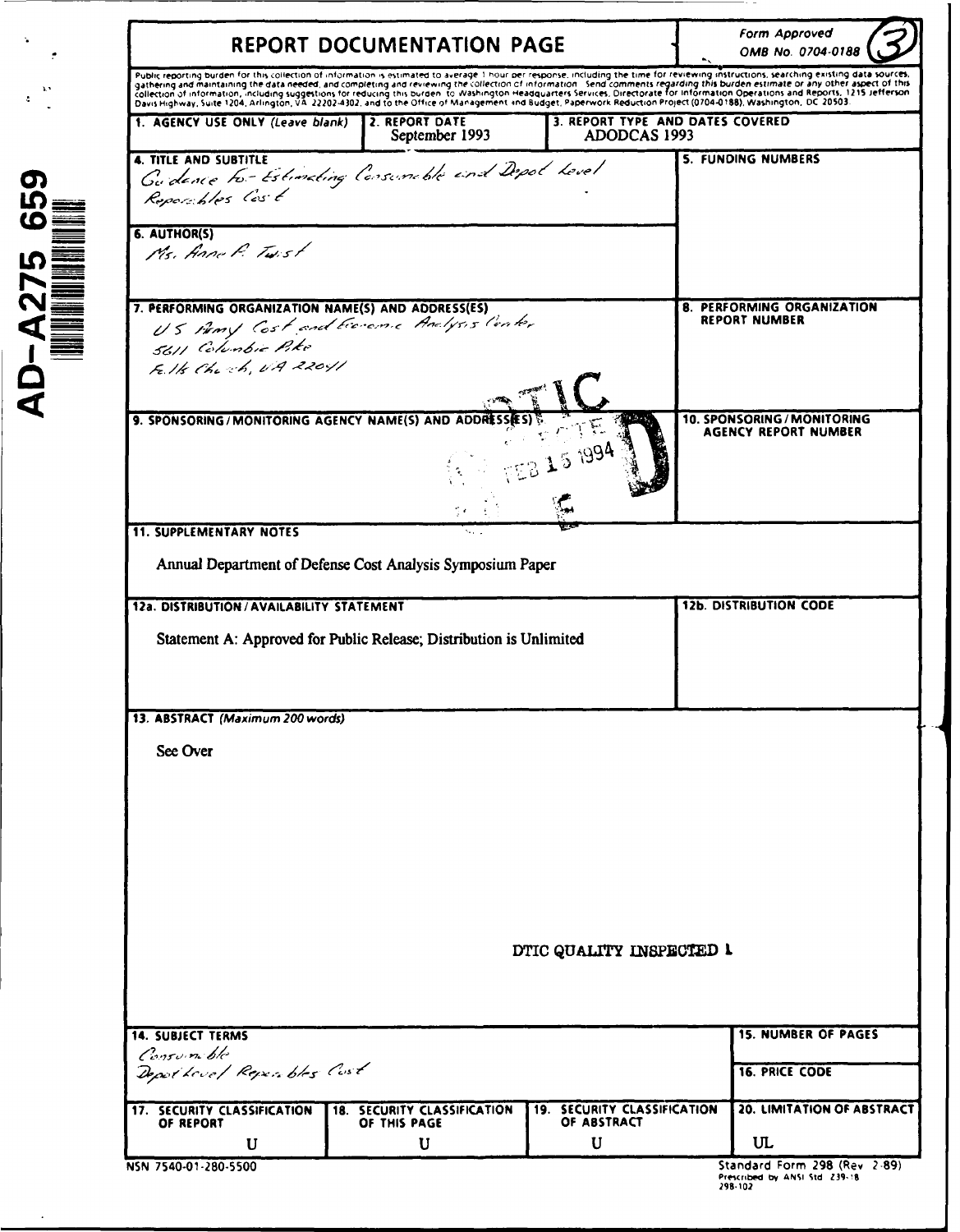AD-A275 659

# REPORT DOCUMENTATION PAGE

*Form Approved*
*OMB No. 0704-0188*

Public reporting burden for this collection of information is estimated to average 1 hour per response, including the time for reviewing instructions, searching existing data sources, gathering and maintaining the data needed, and completing and reviewing the collection of information. Send comments regarding this burden estimate or any other aspect of this collection of information, including suggestions for reducing this burden, to Washington Headquarters Services, Directorate for Information Operations and Reports, 1215 Jefferson Davis Highway, Suite 1204, Arlington, VA 22202-4302, and to the Office of Management and Budget, Paperwork Reduction Project (0704-0188), Washington, DC 20503.

| | | |
|---|---|---|
| **1. AGENCY USE ONLY** *(Leave blank)* | **2. REPORT DATE** September 1993 | **3. REPORT TYPE AND DATES COVERED** ADODCAS 1993 |

**4. TITLE AND SUBTITLE**
Guidance For Estimating Consumable and Depot Level Reparables Cost

**5. FUNDING NUMBERS**

**6. AUTHOR(S)**
Ms. Anne P. Twist

**7. PERFORMING ORGANIZATION NAME(S) AND ADDRESS(ES)**
US Army Cost and Economic Analysis Center
5611 Columbia Pike
Falls Church, VA 22041

**8. PERFORMING ORGANIZATION REPORT NUMBER**

**9. SPONSORING / MONITORING AGENCY NAME(S) AND ADDRESS(ES)**

DTIC ELECTE FEB 15 1994 E

**10. SPONSORING / MONITORING AGENCY REPORT NUMBER**

**11. SUPPLEMENTARY NOTES**

Annual Department of Defense Cost Analysis Symposium Paper

**12a. DISTRIBUTION / AVAILABILITY STATEMENT**

Statement A: Approved for Public Release; Distribution is Unlimited

**12b. DISTRIBUTION CODE**

**13. ABSTRACT** *(Maximum 200 words)*

See Over

DTIC QUALITY INSPECTED 1

**14. SUBJECT TERMS**
Consumable
Depot Level Reparables Cost

**15. NUMBER OF PAGES**

**16. PRICE CODE**

| 17. SECURITY CLASSIFICATION OF REPORT | 18. SECURITY CLASSIFICATION OF THIS PAGE | 19. SECURITY CLASSIFICATION OF ABSTRACT | 20. LIMITATION OF ABSTRACT |
|---|---|---|---|
| U | U | U | UL |

NSN 7540-01-280-5500

Standard Form 298 (Rev 2-89)
Prescribed by ANSI Std Z39-18
298-102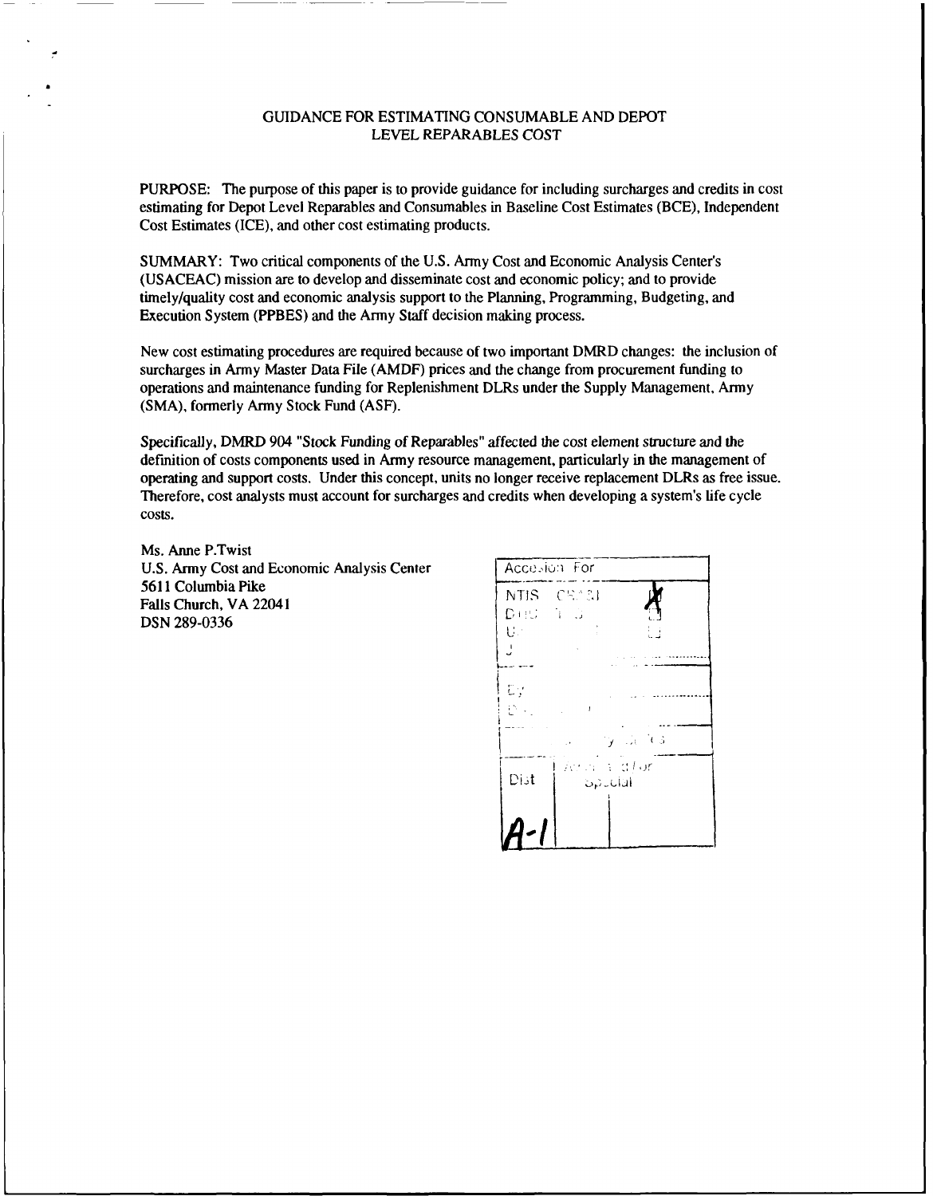# GUIDANCE FOR ESTIMATING CONSUMABLE AND DEPOT LEVEL REPARABLES COST

PURPOSE: The purpose of this paper is to provide guidance for including surcharges and credits in cost estimating for Depot Level Reparables and Consumables in Baseline Cost Estimates (BCE), Independent Cost Estimates (ICE), and other cost estimating products.

SUMMARY: Two critical components of the U.S. Army Cost and Economic Analysis Center's (USACEAC) mission are to develop and disseminate cost and economic policy; and to provide timely/quality cost and economic analysis support to the Planning, Programming, Budgeting, and Execution System (PPBES) and the Army Staff decision making process.

New cost estimating procedures are required because of two important DMRD changes: the inclusion of surcharges in Army Master Data File (AMDF) prices and the change from procurement funding to operations and maintenance funding for Replenishment DLRs under the Supply Management, Army (SMA), formerly Army Stock Fund (ASF).

Specifically, DMRD 904 "Stock Funding of Reparables" affected the cost element structure and the definition of costs components used in Army resource management, particularly in the management of operating and support costs. Under this concept, units no longer receive replacement DLRs as free issue. Therefore, cost analysts must account for surcharges and credits when developing a system's life cycle costs.

Ms. Anne P.Twist
U.S. Army Cost and Economic Analysis Center
5611 Columbia Pike
Falls Church, VA 22041
DSN 289-0336

| Accesion For | |
|---|---|
| NTIS CRA&I | X |
| DTIC TAB | |
| Unannounced | |
| Justification | |
| By | |
| Distribution / | |
| Availability Codes | |
| Dist | Avail and/or Special |
| A-1 | |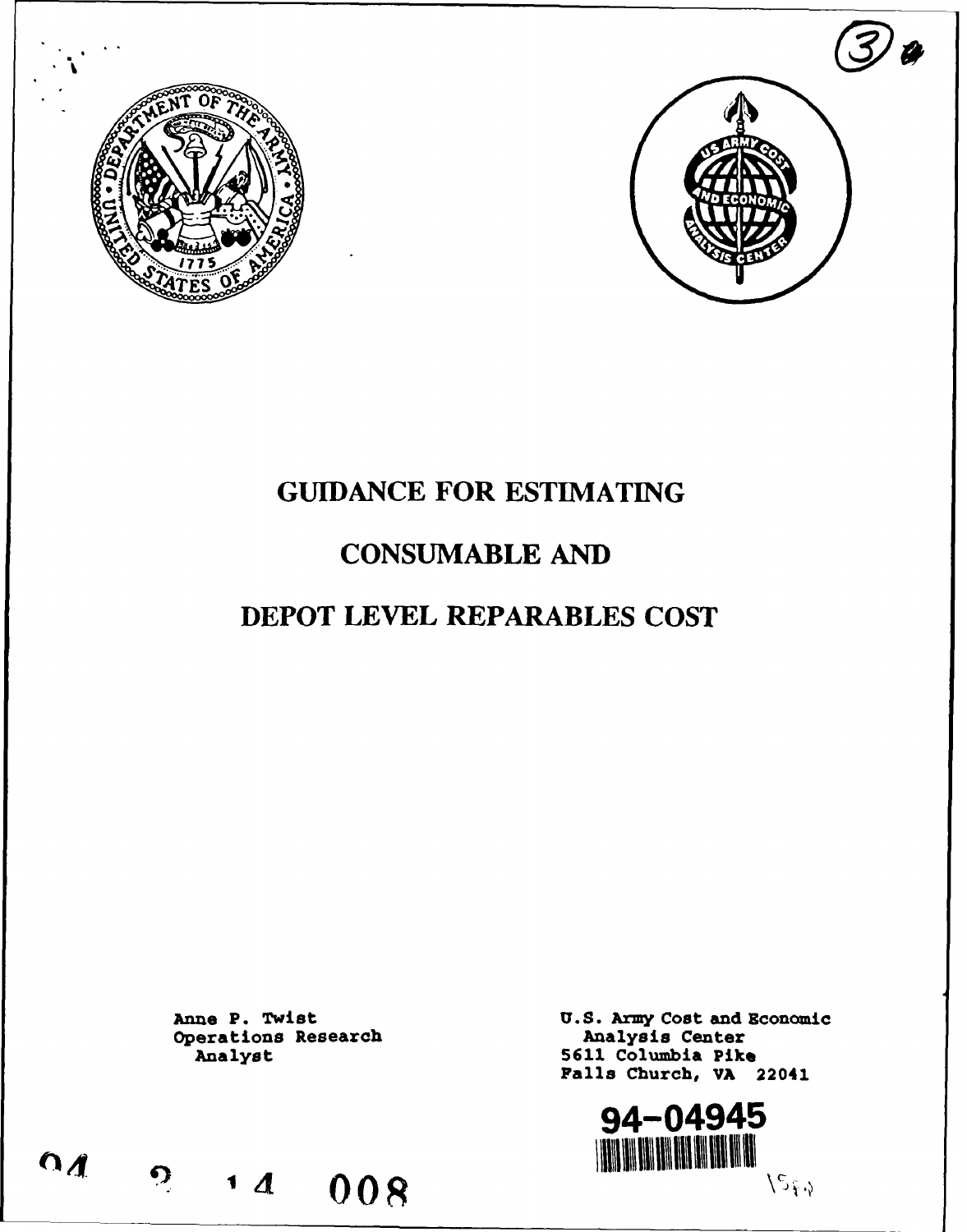# GUIDANCE FOR ESTIMATING

# CONSUMABLE AND

# DEPOT LEVEL REPARABLES COST

Anne P. Twist
Operations Research
Analyst

U.S. Army Cost and Economic
Analysis Center
5611 Columbia Pike
Falls Church, VA 22041

94-04945

94 2 14 008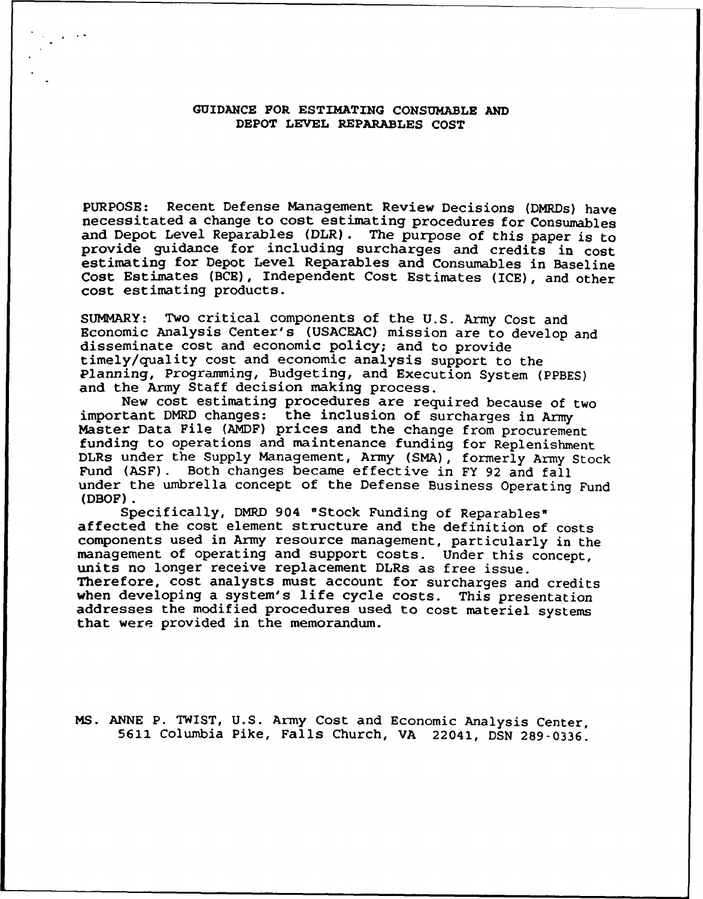# GUIDANCE FOR ESTIMATING CONSUMABLE AND DEPOT LEVEL REPARABLES COST

PURPOSE: Recent Defense Management Review Decisions (DMRDs) have necessitated a change to cost estimating procedures for Consumables and Depot Level Reparables (DLR). The purpose of this paper is to provide guidance for including surcharges and credits in cost estimating for Depot Level Reparables and Consumables in Baseline Cost Estimates (BCE), Independent Cost Estimates (ICE), and other cost estimating products.

SUMMARY: Two critical components of the U.S. Army Cost and Economic Analysis Center's (USACEAC) mission are to develop and disseminate cost and economic policy; and to provide timely/quality cost and economic analysis support to the Planning, Programming, Budgeting, and Execution System (PPBES) and the Army Staff decision making process.

New cost estimating procedures are required because of two important DMRD changes: the inclusion of surcharges in Army Master Data File (AMDF) prices and the change from procurement funding to operations and maintenance funding for Replenishment DLRs under the Supply Management, Army (SMA), formerly Army Stock Fund (ASF). Both changes became effective in FY 92 and fall under the umbrella concept of the Defense Business Operating Fund (DBOF).

Specifically, DMRD 904 "Stock Funding of Reparables" affected the cost element structure and the definition of costs components used in Army resource management, particularly in the management of operating and support costs. Under this concept, units no longer receive replacement DLRs as free issue. Therefore, cost analysts must account for surcharges and credits when developing a system's life cycle costs. This presentation addresses the modified procedures used to cost materiel systems that were provided in the memorandum.

MS. ANNE P. TWIST, U.S. Army Cost and Economic Analysis Center, 5611 Columbia Pike, Falls Church, VA 22041, DSN 289-0336.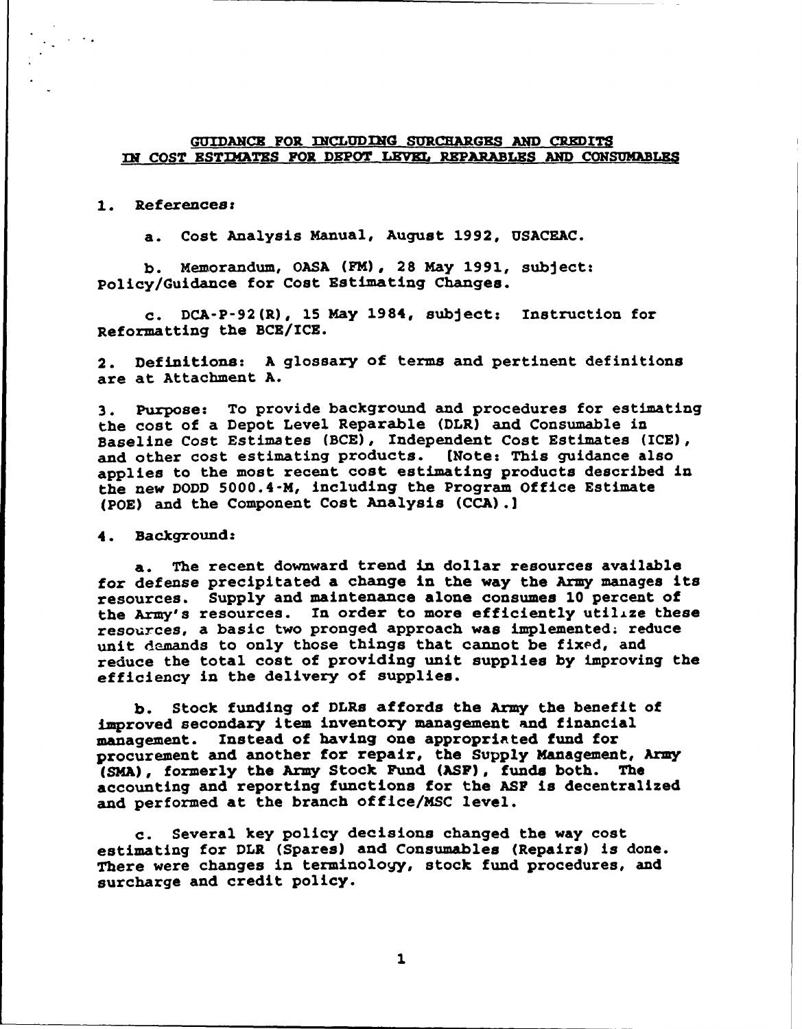## GUIDANCE FOR INCLUDING SURCHARGES AND CREDITS IN COST ESTIMATES FOR DEPOT LEVEL REPARABLES AND CONSUMABLES

1. **References:**

   a. Cost Analysis Manual, August 1992, USACEAC.

   b. Memorandum, OASA (FM), 28 May 1991, subject: Policy/Guidance for Cost Estimating Changes.

   c. DCA-P-92(R), 15 May 1984, subject: Instruction for Reformatting the BCE/ICE.

2. **Definitions:** A glossary of terms and pertinent definitions are at Attachment A.

3. **Purpose:** To provide background and procedures for estimating the cost of a Depot Level Reparable (DLR) and Consumable in Baseline Cost Estimates (BCE), Independent Cost Estimates (ICE), and other cost estimating products. [Note: This guidance also applies to the most recent cost estimating products described in the new DODD 5000.4-M, including the Program Office Estimate (POE) and the Component Cost Analysis (CCA).]

4. **Background:**

   a. The recent downward trend in dollar resources available for defense precipitated a change in the way the Army manages its resources. Supply and maintenance alone consumes 10 percent of the Army's resources. In order to more efficiently utilize these resources, a basic two pronged approach was implemented: reduce unit demands to only those things that cannot be fixed, and reduce the total cost of providing unit supplies by improving the efficiency in the delivery of supplies.

   b. Stock funding of DLRs affords the Army the benefit of improved secondary item inventory management and financial management. Instead of having one appropriated fund for procurement and another for repair, the Supply Management, Army (SMA), formerly the Army Stock Fund (ASF), funds both. The accounting and reporting functions for the ASF is decentralized and performed at the branch office/MSC level.

   c. Several key policy decisions changed the way cost estimating for DLR (Spares) and Consumables (Repairs) is done. There were changes in terminology, stock fund procedures, and surcharge and credit policy.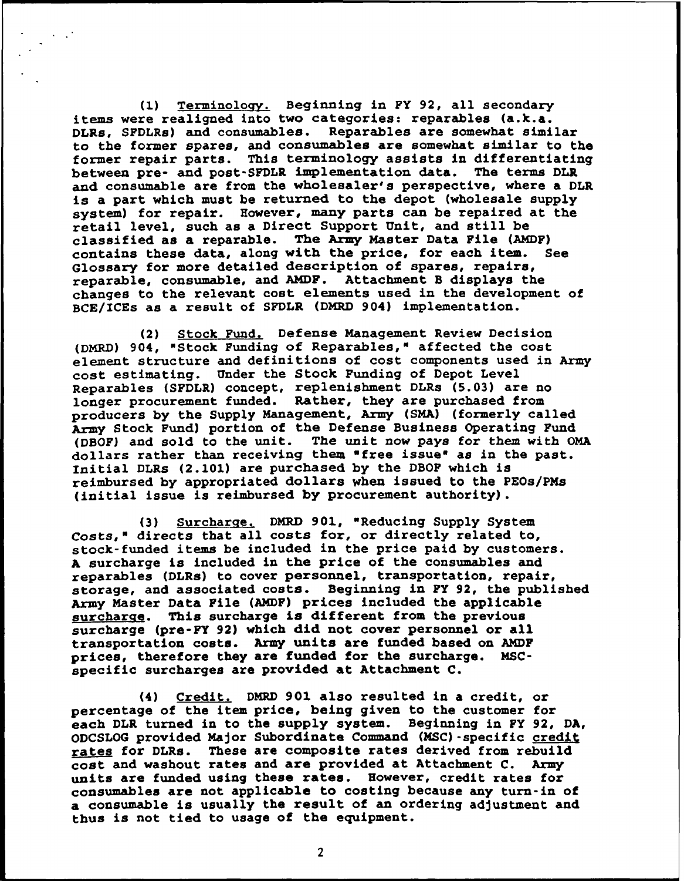(1) Terminology. Beginning in FY 92, all secondary items were realigned into two categories: reparables (a.k.a. DLRs, SFDLRs) and consumables. Reparables are somewhat similar to the former spares, and consumables are somewhat similar to the former repair parts. This terminology assists in differentiating between pre- and post-SFDLR implementation data. The terms DLR and consumable are from the wholesaler's perspective, where a DLR is a part which must be returned to the depot (wholesale supply system) for repair. However, many parts can be repaired at the retail level, such as a Direct Support Unit, and still be classified as a reparable. The Army Master Data File (AMDF) contains these data, along with the price, for each item. See Glossary for more detailed description of spares, repairs, reparable, consumable, and AMDF. Attachment B displays the changes to the relevant cost elements used in the development of BCE/ICEs as a result of SFDLR (DMRD 904) implementation.

(2) Stock Fund. Defense Management Review Decision (DMRD) 904, "Stock Funding of Reparables," affected the cost element structure and definitions of cost components used in Army cost estimating. Under the Stock Funding of Depot Level Reparables (SFDLR) concept, replenishment DLRs (5.03) are no longer procurement funded. Rather, they are purchased from producers by the Supply Management, Army (SMA) (formerly called Army Stock Fund) portion of the Defense Business Operating Fund (DBOF) and sold to the unit. The unit now pays for them with OMA dollars rather than receiving them "free issue" as in the past. Initial DLRs (2.101) are purchased by the DBOF which is reimbursed by appropriated dollars when issued to the PEOs/PMs (initial issue is reimbursed by procurement authority).

(3) Surcharge. DMRD 901, "Reducing Supply System Costs," directs that all costs for, or directly related to, stock-funded items be included in the price paid by customers. A surcharge is included in the price of the consumables and reparables (DLRs) to cover personnel, transportation, repair, storage, and associated costs. Beginning in FY 92, the published Army Master Data File (AMDF) prices included the applicable surcharge. This surcharge is different from the previous surcharge (pre-FY 92) which did not cover personnel or all transportation costs. Army units are funded based on AMDF prices, therefore they are funded for the surcharge. MSC-specific surcharges are provided at Attachment C.

(4) Credit. DMRD 901 also resulted in a credit, or percentage of the item price, being given to the customer for each DLR turned in to the supply system. Beginning in FY 92, DA, ODCSLOG provided Major Subordinate Command (MSC)-specific credit rates for DLRs. These are composite rates derived from rebuild cost and washout rates and are provided at Attachment C. Army units are funded using these rates. However, credit rates for consumables are not applicable to costing because any turn-in of a consumable is usually the result of an ordering adjustment and thus is not tied to usage of the equipment.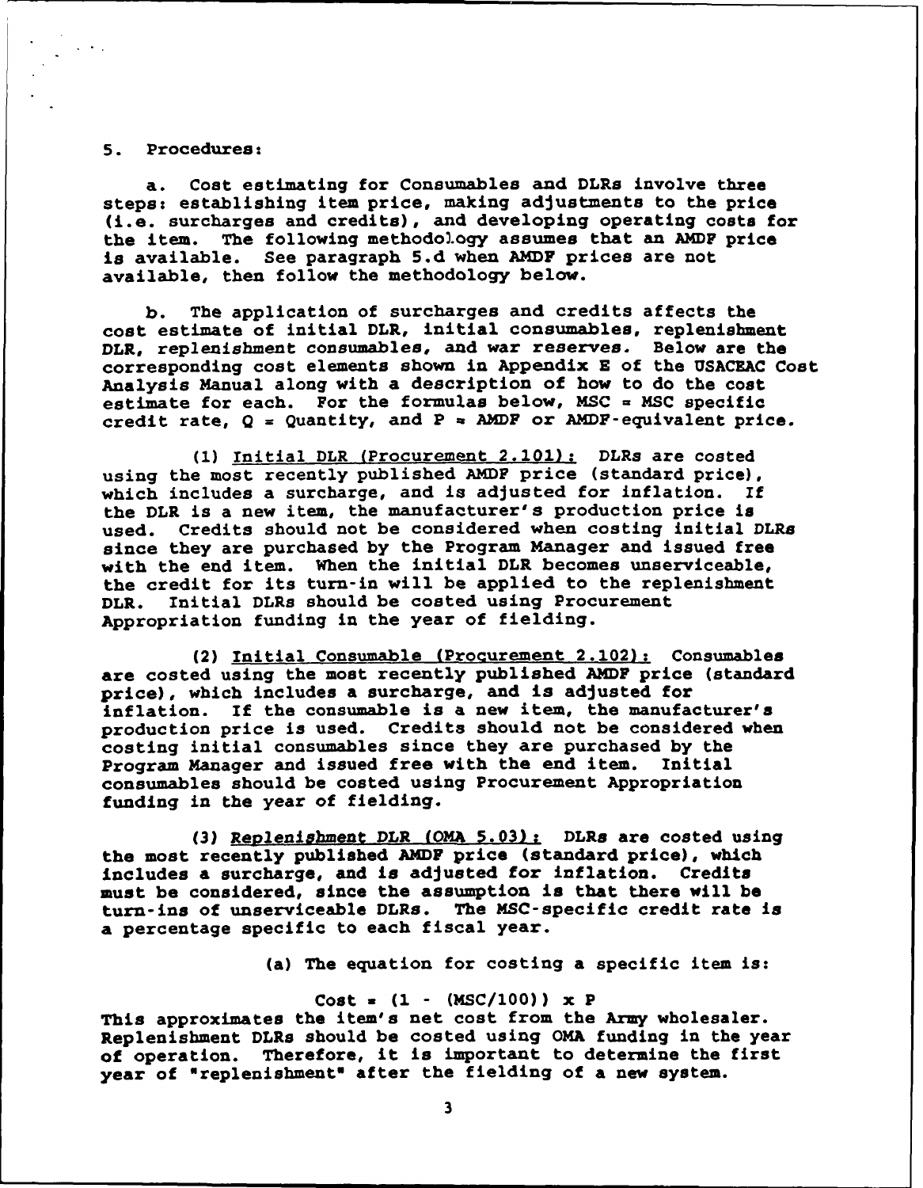5. Procedures:

a. Cost estimating for Consumables and DLRs involve three steps: establishing item price, making adjustments to the price (i.e. surcharges and credits), and developing operating costs for the item. The following methodology assumes that an AMDF price is available. See paragraph 5.d when AMDF prices are not available, then follow the methodology below.

b. The application of surcharges and credits affects the cost estimate of initial DLR, initial consumables, replenishment DLR, replenishment consumables, and war reserves. Below are the corresponding cost elements shown in Appendix E of the USACEAC Cost Analysis Manual along with a description of how to do the cost estimate for each. For the formulas below, MSC = MSC specific credit rate, Q = Quantity, and P = AMDF or AMDF-equivalent price.

(1) Initial DLR (Procurement 2.101): DLRs are costed using the most recently published AMDF price (standard price), which includes a surcharge, and is adjusted for inflation. If the DLR is a new item, the manufacturer's production price is used. Credits should not be considered when costing initial DLRs since they are purchased by the Program Manager and issued free with the end item. When the initial DLR becomes unserviceable, the credit for its turn-in will be applied to the replenishment DLR. Initial DLRs should be costed using Procurement Appropriation funding in the year of fielding.

(2) Initial Consumable (Procurement 2.102): Consumables are costed using the most recently published AMDF price (standard price), which includes a surcharge, and is adjusted for inflation. If the consumable is a new item, the manufacturer's production price is used. Credits should not be considered when costing initial consumables since they are purchased by the Program Manager and issued free with the end item. Initial consumables should be costed using Procurement Appropriation funding in the year of fielding.

(3) Replenishment DLR (OMA 5.03): DLRs are costed using the most recently published AMDF price (standard price), which includes a surcharge, and is adjusted for inflation. Credits must be considered, since the assumption is that there will be turn-ins of unserviceable DLRs. The MSC-specific credit rate is a percentage specific to each fiscal year.

(a) The equation for costing a specific item is:

$$\text{Cost} = (1 - (\text{MSC}/100)) \times P$$

This approximates the item's net cost from the Army wholesaler. Replenishment DLRs should be costed using OMA funding in the year of operation. Therefore, it is important to determine the first year of "replenishment" after the fielding of a new system.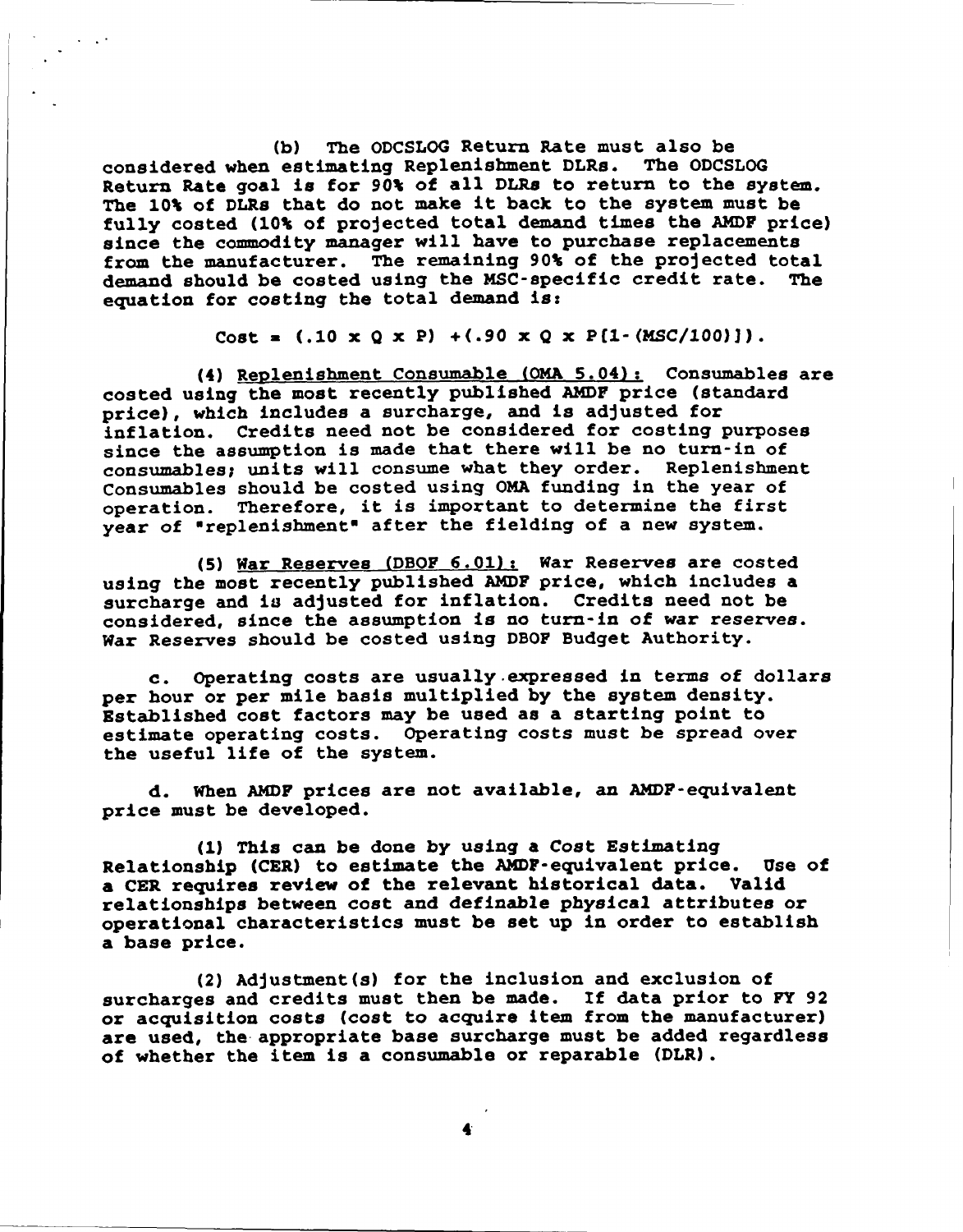(b) The ODCSLOG Return Rate must also be considered when estimating Replenishment DLRs. The ODCSLOG Return Rate goal is for 90% of all DLRs to return to the system. The 10% of DLRs that do not make it back to the system must be fully costed (10% of projected total demand times the AMDF price) since the commodity manager will have to purchase replacements from the manufacturer. The remaining 90% of the projected total demand should be costed using the MSC-specific credit rate. The equation for costing the total demand is:

$$\text{Cost} = (.10 \times Q \times P) + (.90 \times Q \times P[1-(MSC/100)]).$$

(4) Replenishment Consumable (OMA 5.04): Consumables are costed using the most recently published AMDF price (standard price), which includes a surcharge, and is adjusted for inflation. Credits need not be considered for costing purposes since the assumption is made that there will be no turn-in of consumables; units will consume what they order. Replenishment Consumables should be costed using OMA funding in the year of operation. Therefore, it is important to determine the first year of "replenishment" after the fielding of a new system.

(5) War Reserves (DBOF 6.01): War Reserves are costed using the most recently published AMDF price, which includes a surcharge and is adjusted for inflation. Credits need not be considered, since the assumption is no turn-in of war reserves. War Reserves should be costed using DBOF Budget Authority.

c. Operating costs are usually expressed in terms of dollars per hour or per mile basis multiplied by the system density. Established cost factors may be used as a starting point to estimate operating costs. Operating costs must be spread over the useful life of the system.

d. When AMDF prices are not available, an AMDF-equivalent price must be developed.

(1) This can be done by using a Cost Estimating Relationship (CER) to estimate the AMDF-equivalent price. Use of a CER requires review of the relevant historical data. Valid relationships between cost and definable physical attributes or operational characteristics must be set up in order to establish a base price.

(2) Adjustment(s) for the inclusion and exclusion of surcharges and credits must then be made. If data prior to FY 92 or acquisition costs (cost to acquire item from the manufacturer) are used, the appropriate base surcharge must be added regardless of whether the item is a consumable or reparable (DLR).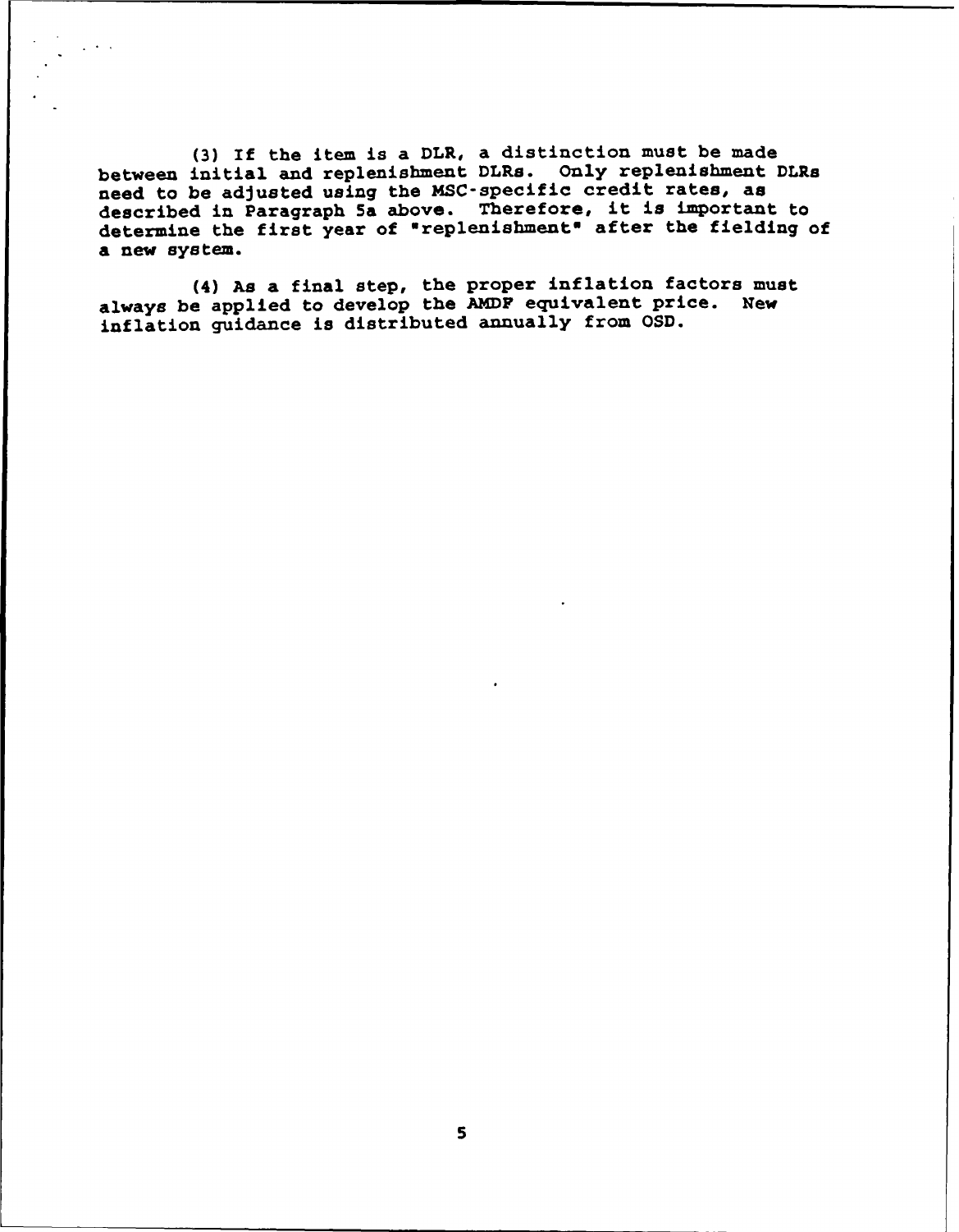(3) If the item is a DLR, a distinction must be made between initial and replenishment DLRs. Only replenishment DLRs need to be adjusted using the MSC-specific credit rates, as described in Paragraph 5a above. Therefore, it is important to determine the first year of "replenishment" after the fielding of a new system.

(4) As a final step, the proper inflation factors must always be applied to develop the AMDF equivalent price. New inflation guidance is distributed annually from OSD.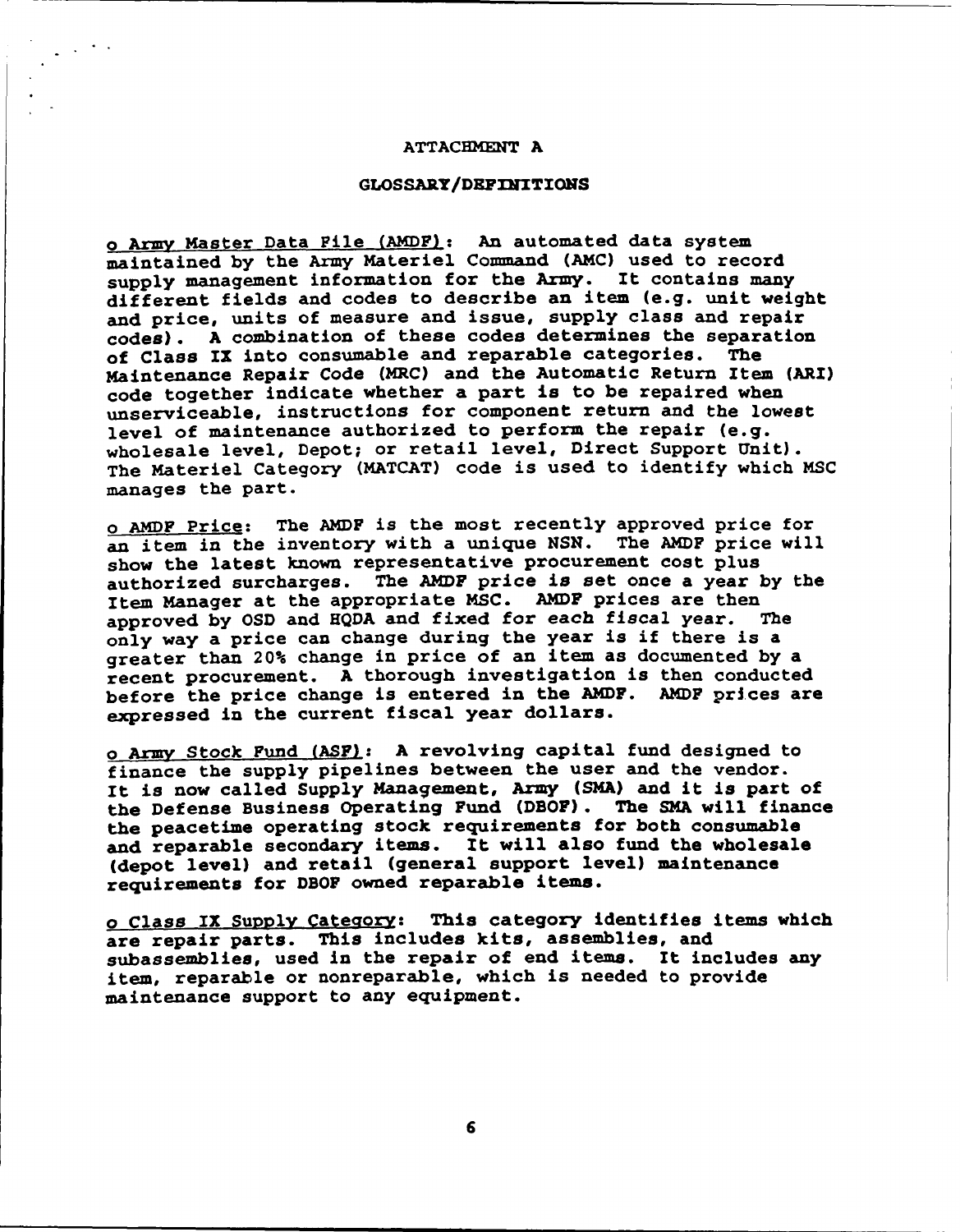# ATTACHMENT A

## GLOSSARY/DEFINITIONS

o <u>Army Master Data File (AMDF)</u>: An automated data system maintained by the Army Materiel Command (AMC) used to record supply management information for the Army. It contains many different fields and codes to describe an item (e.g. unit weight and price, units of measure and issue, supply class and repair codes). A combination of these codes determines the separation of Class IX into consumable and reparable categories. The Maintenance Repair Code (MRC) and the Automatic Return Item (ARI) code together indicate whether a part is to be repaired when unserviceable, instructions for component return and the lowest level of maintenance authorized to perform the repair (e.g. wholesale level, Depot; or retail level, Direct Support Unit). The Materiel Category (MATCAT) code is used to identify which MSC manages the part.

o <u>AMDF Price</u>: The AMDF is the most recently approved price for an item in the inventory with a unique NSN. The AMDF price will show the latest known representative procurement cost plus authorized surcharges. The AMDF price is set once a year by the Item Manager at the appropriate MSC. AMDF prices are then approved by OSD and HQDA and fixed for each fiscal year. The only way a price can change during the year is if there is a greater than 20% change in price of an item as documented by a recent procurement. A thorough investigation is then conducted before the price change is entered in the AMDF. AMDF prices are expressed in the current fiscal year dollars.

o <u>Army Stock Fund (ASF)</u>: A revolving capital fund designed to finance the supply pipelines between the user and the vendor. It is now called Supply Management, Army (SMA) and it is part of the Defense Business Operating Fund (DBOF). The SMA will finance the peacetime operating stock requirements for both consumable and reparable secondary items. It will also fund the wholesale (depot level) and retail (general support level) maintenance requirements for DBOF owned reparable items.

o <u>Class IX Supply Category</u>: This category identifies items which are repair parts. This includes kits, assemblies, and subassemblies, used in the repair of end items. It includes any item, reparable or nonreparable, which is needed to provide maintenance support to any equipment.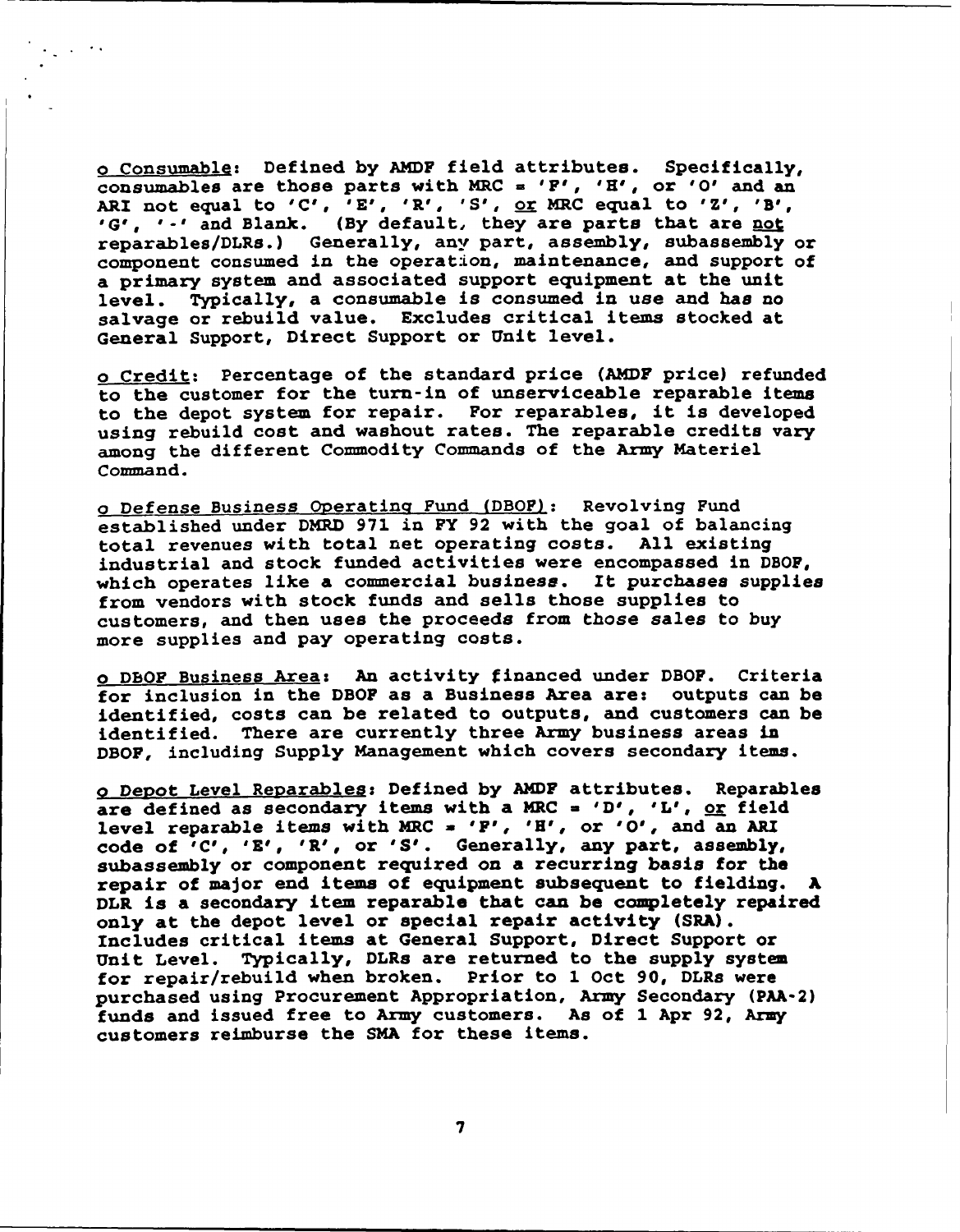o <u>Consumable</u>: Defined by AMDF field attributes. Specifically, consumables are those parts with MRC = 'F', 'H', or 'O' and an ARI not equal to 'C', 'E', 'R', 'S', <u>or</u> MRC equal to 'Z', 'B', 'G', '-' and Blank. (By default, they are parts that are <u>not</u> reparables/DLRs.) Generally, any part, assembly, subassembly or component consumed in the operation, maintenance, and support of a primary system and associated support equipment at the unit level. Typically, a consumable is consumed in use and has no salvage or rebuild value. Excludes critical items stocked at General Support, Direct Support or Unit level.

o <u>Credit</u>: Percentage of the standard price (AMDF price) refunded to the customer for the turn-in of unserviceable reparable items to the depot system for repair. For reparables, it is developed using rebuild cost and washout rates. The reparable credits vary among the different Commodity Commands of the Army Materiel Command.

o <u>Defense Business Operating Fund (DBOF)</u>: Revolving Fund established under DMRD 971 in FY 92 with the goal of balancing total revenues with total net operating costs. All existing industrial and stock funded activities were encompassed in DBOF, which operates like a commercial business. It purchases supplies from vendors with stock funds and sells those supplies to customers, and then uses the proceeds from those sales to buy more supplies and pay operating costs.

o <u>DBOF Business Area</u>: An activity financed under DBOF. Criteria for inclusion in the DBOF as a Business Area are: outputs can be identified, costs can be related to outputs, and customers can be identified. There are currently three Army business areas in DBOF, including Supply Management which covers secondary items.

o <u>Depot Level Reparables</u>: Defined by AMDF attributes. Reparables are defined as secondary items with a MRC = 'D', 'L', <u>or</u> field level reparable items with MRC = 'F', 'H', or 'O', and an ARI code of 'C', 'E', 'R', or 'S'. Generally, any part, assembly, subassembly or component required on a recurring basis for the repair of major end items of equipment subsequent to fielding. A DLR is a secondary item reparable that can be completely repaired only at the depot level or special repair activity (SRA). Includes critical items at General Support, Direct Support or Unit Level. Typically, DLRs are returned to the supply system for repair/rebuild when broken. Prior to 1 Oct 90, DLRs were purchased using Procurement Appropriation, Army Secondary (PAA-2) funds and issued free to Army customers. As of 1 Apr 92, Army customers reimburse the SMA for these items.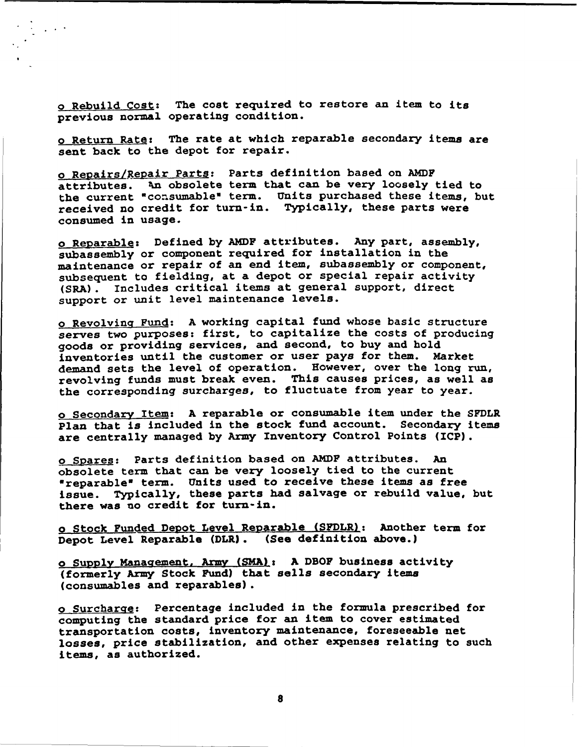o Rebuild Cost: The cost required to restore an item to its previous normal operating condition.

o Return Rate: The rate at which reparable secondary items are sent back to the depot for repair.

o Repairs/Repair Parts: Parts definition based on AMDF attributes. An obsolete term that can be very loosely tied to the current "consumable" term. Units purchased these items, but received no credit for turn-in. Typically, these parts were consumed in usage.

o Reparable: Defined by AMDF attributes. Any part, assembly, subassembly or component required for installation in the maintenance or repair of an end item, subassembly or component, subsequent to fielding, at a depot or special repair activity (SRA). Includes critical items at general support, direct support or unit level maintenance levels.

o Revolving Fund: A working capital fund whose basic structure serves two purposes: first, to capitalize the costs of producing goods or providing services, and second, to buy and hold inventories until the customer or user pays for them. Market demand sets the level of operation. However, over the long run, revolving funds must break even. This causes prices, as well as the corresponding surcharges, to fluctuate from year to year.

o Secondary Item: A reparable or consumable item under the SFDLR Plan that is included in the stock fund account. Secondary items are centrally managed by Army Inventory Control Points (ICP).

o Spares: Parts definition based on AMDF attributes. An obsolete term that can be very loosely tied to the current "reparable" term. Units used to receive these items as free issue. Typically, these parts had salvage or rebuild value, but there was no credit for turn-in.

o Stock Funded Depot Level Reparable (SFDLR): Another term for Depot Level Reparable (DLR). (See definition above.)

o Supply Management, Army (SMA): A DBOF business activity (formerly Army Stock Fund) that sells secondary items (consumables and reparables).

o Surcharge: Percentage included in the formula prescribed for computing the standard price for an item to cover estimated transportation costs, inventory maintenance, foreseeable net losses, price stabilization, and other expenses relating to such items, as authorized.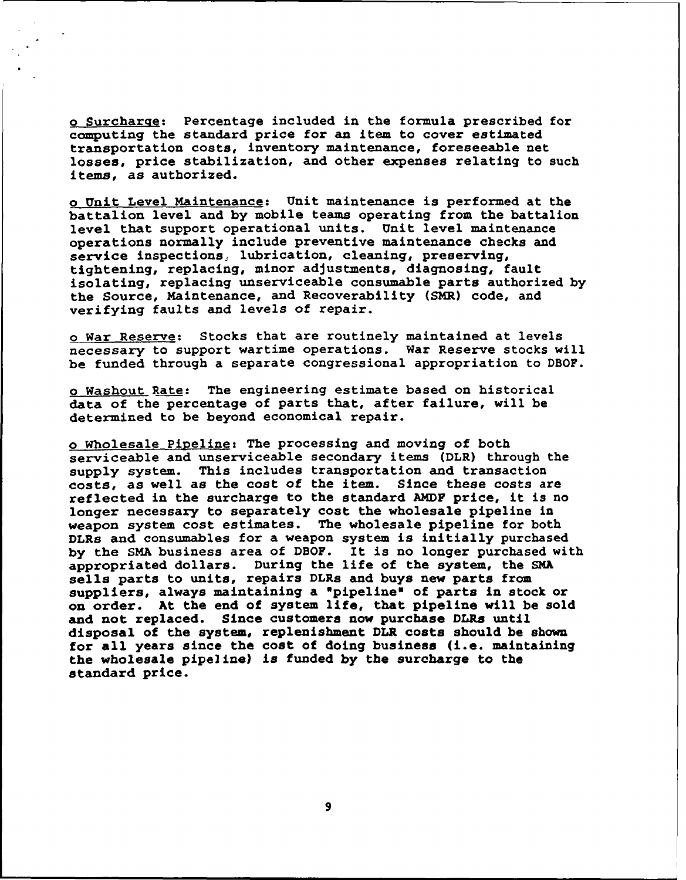o Surcharge: Percentage included in the formula prescribed for computing the standard price for an item to cover estimated transportation costs, inventory maintenance, foreseeable net losses, price stabilization, and other expenses relating to such items, as authorized.

o Unit Level Maintenance: Unit maintenance is performed at the battalion level and by mobile teams operating from the battalion level that support operational units. Unit level maintenance operations normally include preventive maintenance checks and service inspections, lubrication, cleaning, preserving, tightening, replacing, minor adjustments, diagnosing, fault isolating, replacing unserviceable consumable parts authorized by the Source, Maintenance, and Recoverability (SMR) code, and verifying faults and levels of repair.

o War Reserve: Stocks that are routinely maintained at levels necessary to support wartime operations. War Reserve stocks will be funded through a separate congressional appropriation to DBOF.

o Washout Rate: The engineering estimate based on historical data of the percentage of parts that, after failure, will be determined to be beyond economical repair.

o Wholesale Pipeline: The processing and moving of both serviceable and unserviceable secondary items (DLR) through the supply system. This includes transportation and transaction costs, as well as the cost of the item. Since these costs are reflected in the surcharge to the standard AMDF price, it is no longer necessary to separately cost the wholesale pipeline in weapon system cost estimates. The wholesale pipeline for both DLRs and consumables for a weapon system is initially purchased by the SMA business area of DBOF. It is no longer purchased with appropriated dollars. During the life of the system, the SMA sells parts to units, repairs DLRs and buys new parts from suppliers, always maintaining a "pipeline" of parts in stock or on order. At the end of system life, that pipeline will be sold and not replaced. Since customers now purchase DLRs until disposal of the system, replenishment DLR costs should be shown for all years since the cost of doing business (i.e. maintaining the wholesale pipeline) is funded by the surcharge to the standard price.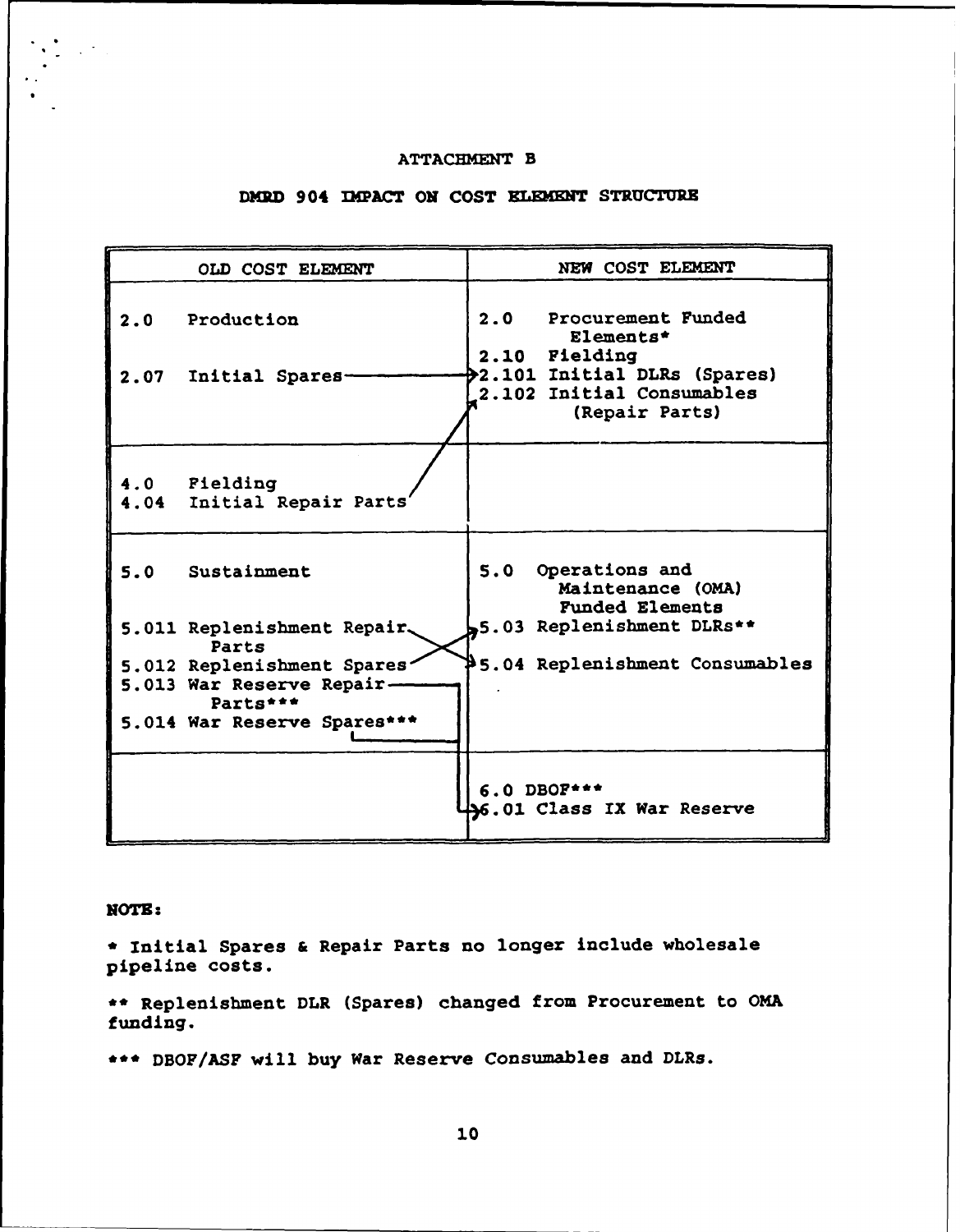# ATTACHMENT B

## DMRD 904 IMPACT ON COST ELEMENT STRUCTURE

| OLD COST ELEMENT | NEW COST ELEMENT |
|---|---|
| 2.0 Production<br><br>2.07 Initial Spares → 2.101 | 2.0 Procurement Funded Elements*<br>2.10 Fielding<br>2.101 Initial DLRs (Spares)<br>2.102 Initial Consumables (Repair Parts) |
| 4.0 Fielding<br>4.04 Initial Repair Parts → 2.102 | |
| 5.0 Sustainment<br><br>5.011 Replenishment Repair Parts → 5.04<br>5.012 Replenishment Spares → 5.03<br>5.013 War Reserve Repair Parts*** → 6.01<br>5.014 War Reserve Spares*** → 6.01 | 5.0 Operations and Maintenance (OMA) Funded Elements<br>5.03 Replenishment DLRs**<br>5.04 Replenishment Consumables |
| | 6.0 DBOF***<br>6.01 Class IX War Reserve |

**NOTE:**

* Initial Spares & Repair Parts no longer include wholesale pipeline costs.

** Replenishment DLR (Spares) changed from Procurement to OMA funding.

*** DBOF/ASF will buy War Reserve Consumables and DLRs.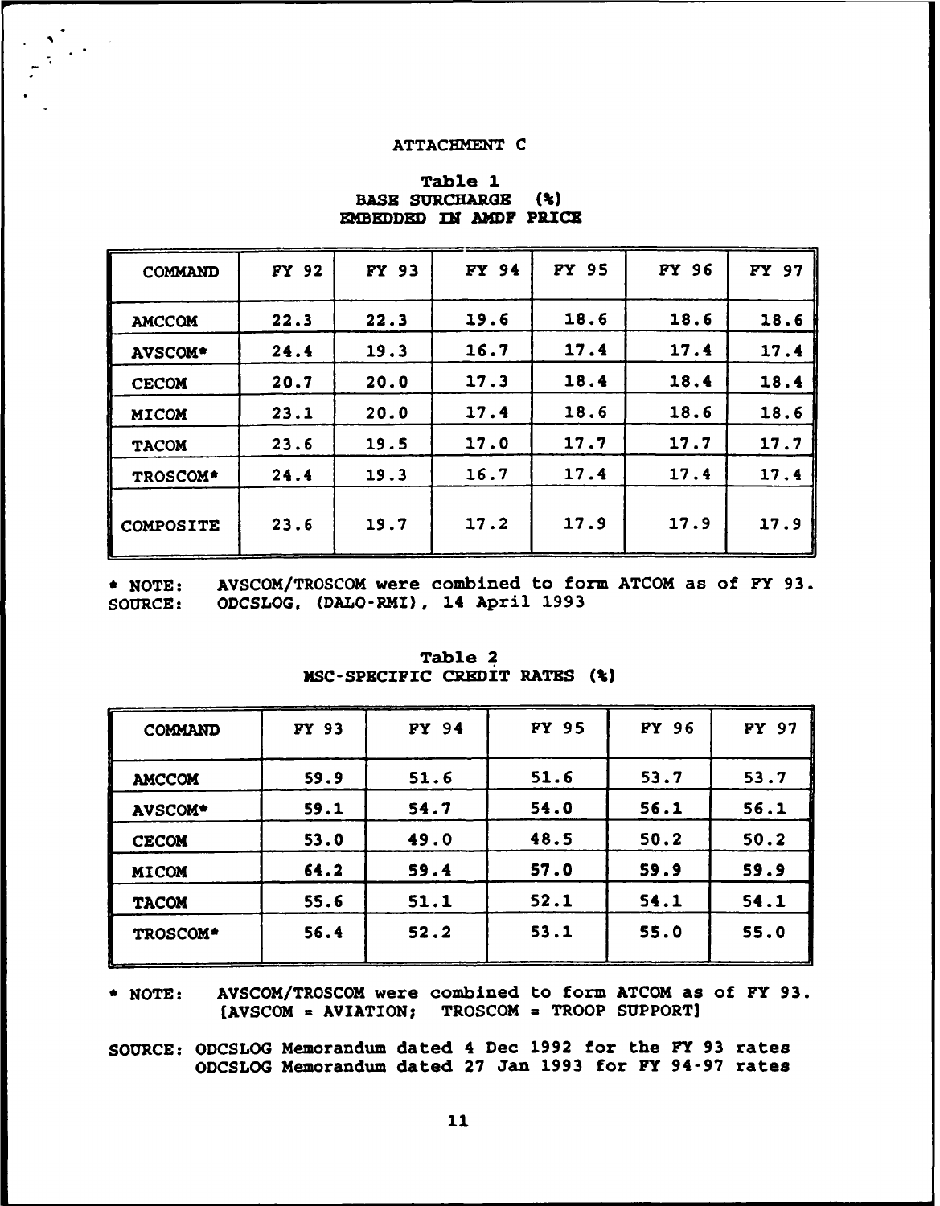# ATTACHMENT C

## Table 1
## BASE SURCHARGE (%)
## EMBEDDED IN AMDF PRICE

| COMMAND | FY 92 | FY 93 | FY 94 | FY 95 | FY 96 | FY 97 |
|---|---|---|---|---|---|---|
| AMCCOM | 22.3 | 22.3 | 19.6 | 18.6 | 18.6 | 18.6 |
| AVSCOM* | 24.4 | 19.3 | 16.7 | 17.4 | 17.4 | 17.4 |
| CECOM | 20.7 | 20.0 | 17.3 | 18.4 | 18.4 | 18.4 |
| MICOM | 23.1 | 20.0 | 17.4 | 18.6 | 18.6 | 18.6 |
| TACOM | 23.6 | 19.5 | 17.0 | 17.7 | 17.7 | 17.7 |
| TROSCOM* | 24.4 | 19.3 | 16.7 | 17.4 | 17.4 | 17.4 |
| COMPOSITE | 23.6 | 19.7 | 17.2 | 17.9 | 17.9 | 17.9 |

\* NOTE: AVSCOM/TROSCOM were combined to form ATCOM as of FY 93.
SOURCE: ODCSLOG, (DALO-RMI), 14 April 1993

## Table 2
## MSC-SPECIFIC CREDIT RATES (%)

| COMMAND | FY 93 | FY 94 | FY 95 | FY 96 | FY 97 |
|---|---|---|---|---|---|
| AMCCOM | 59.9 | 51.6 | 51.6 | 53.7 | 53.7 |
| AVSCOM* | 59.1 | 54.7 | 54.0 | 56.1 | 56.1 |
| CECOM | 53.0 | 49.0 | 48.5 | 50.2 | 50.2 |
| MICOM | 64.2 | 59.4 | 57.0 | 59.9 | 59.9 |
| TACOM | 55.6 | 51.1 | 52.1 | 54.1 | 54.1 |
| TROSCOM* | 56.4 | 52.2 | 53.1 | 55.0 | 55.0 |

\* NOTE: AVSCOM/TROSCOM were combined to form ATCOM as of FY 93.
[AVSCOM = AVIATION; TROSCOM = TROOP SUPPORT]

SOURCE: ODCSLOG Memorandum dated 4 Dec 1992 for the FY 93 rates
ODCSLOG Memorandum dated 27 Jan 1993 for FY 94-97 rates